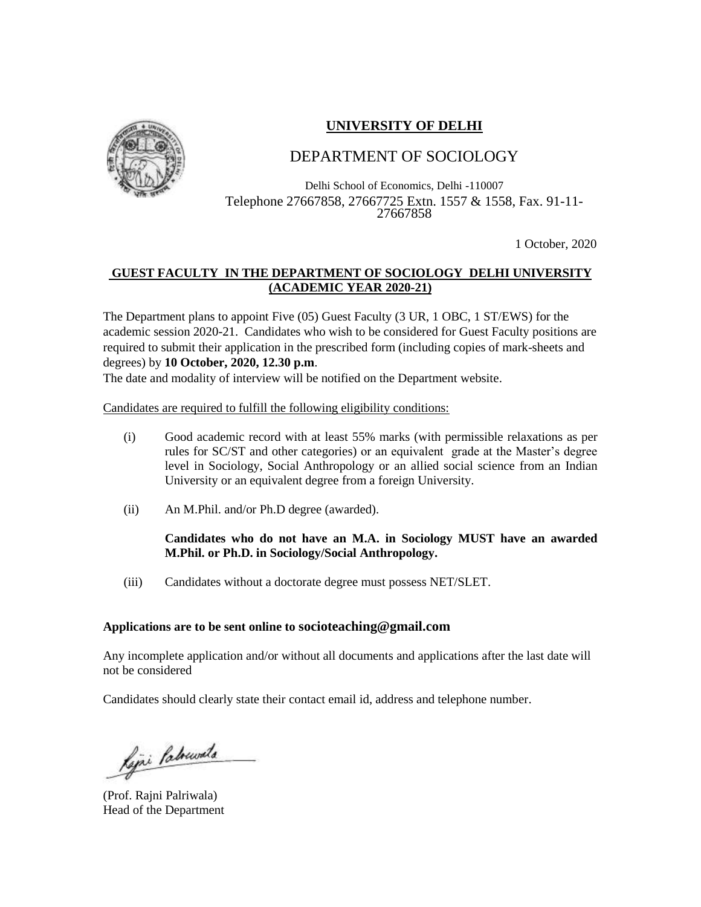**UNIVERSITY OF DELHI**

DEPARTMENT OF SOCIOLOGY

Delhi School of Economics, Delhi -110007
Telephone 27667858, 27667725 Extn. 1557 & 1558, Fax. 91-11-27667858

1 October, 2020

**GUEST FACULTY IN THE DEPARTMENT OF SOCIOLOGY DELHI UNIVERSITY (ACADEMIC YEAR 2020-21)**

The Department plans to appoint Five (05) Guest Faculty (3 UR, 1 OBC, 1 ST/EWS) for the academic session 2020-21. Candidates who wish to be considered for Guest Faculty positions are required to submit their application in the prescribed form (including copies of mark-sheets and degrees) by **10 October, 2020, 12.30 p.m**.

The date and modality of interview will be notified on the Department website.

Candidates are required to fulfill the following eligibility conditions:

(i) Good academic record with at least 55% marks (with permissible relaxations as per rules for SC/ST and other categories) or an equivalent grade at the Master's degree level in Sociology, Social Anthropology or an allied social science from an Indian University or an equivalent degree from a foreign University.

(ii) An M.Phil. and/or Ph.D degree (awarded).

**Candidates who do not have an M.A. in Sociology MUST have an awarded M.Phil. or Ph.D. in Sociology/Social Anthropology.**

(iii) Candidates without a doctorate degree must possess NET/SLET.

**Applications are to be sent online to socioteaching@gmail.com**

Any incomplete application and/or without all documents and applications after the last date will not be considered

Candidates should clearly state their contact email id, address and telephone number.

(Prof. Rajni Palriwala)
Head of the Department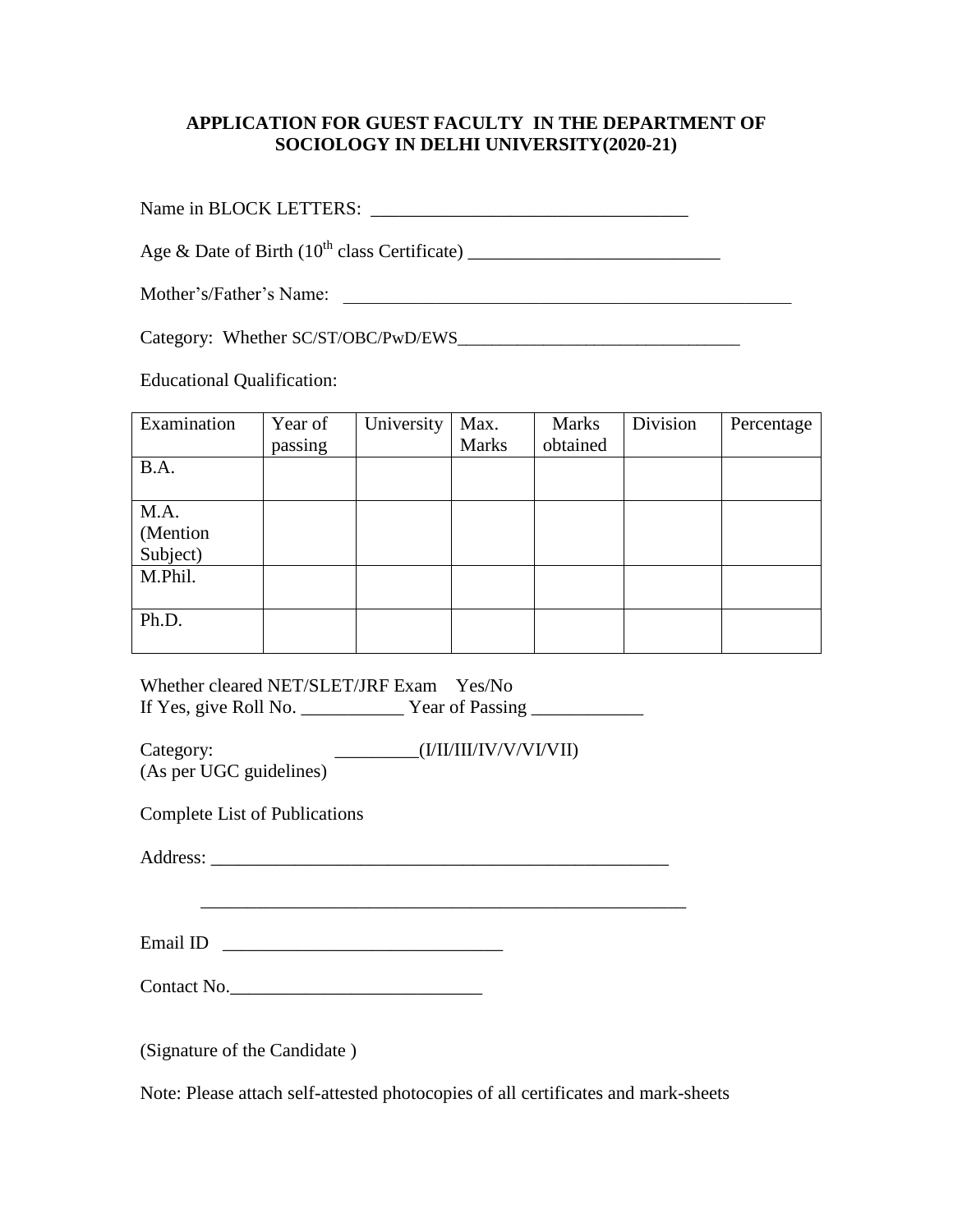**APPLICATION FOR GUEST FACULTY IN THE DEPARTMENT OF SOCIOLOGY IN DELHI UNIVERSITY(2020-21)**

Name in BLOCK LETTERS: ________________________________

Age & Date of Birth (10th class Certificate) __________________________

Mother's/Father's Name: ______________________________________________

Category: Whether SC/ST/OBC/PwD/EWS______________________________

Educational Qualification:

| Examination | Year of passing | University | Max. Marks | Marks obtained | Division | Percentage |
|---|---|---|---|---|---|---|
| B.A. | | | | | | |
| M.A. (Mention Subject) | | | | | | |
| M.Phil. | | | | | | |
| Ph.D. | | | | | | |

Whether cleared NET/SLET/JRF Exam Yes/No
If Yes, give Roll No. ___________ Year of Passing ____________

Category: _________(I/II/III/IV/V/VI/VII)
(As per UGC guidelines)

Complete List of Publications

Address: ___________________________________________________

___________________________________________________

Email ID ____________________________

Contact No.__________________________

(Signature of the Candidate )

Note: Please attach self-attested photocopies of all certificates and mark-sheets